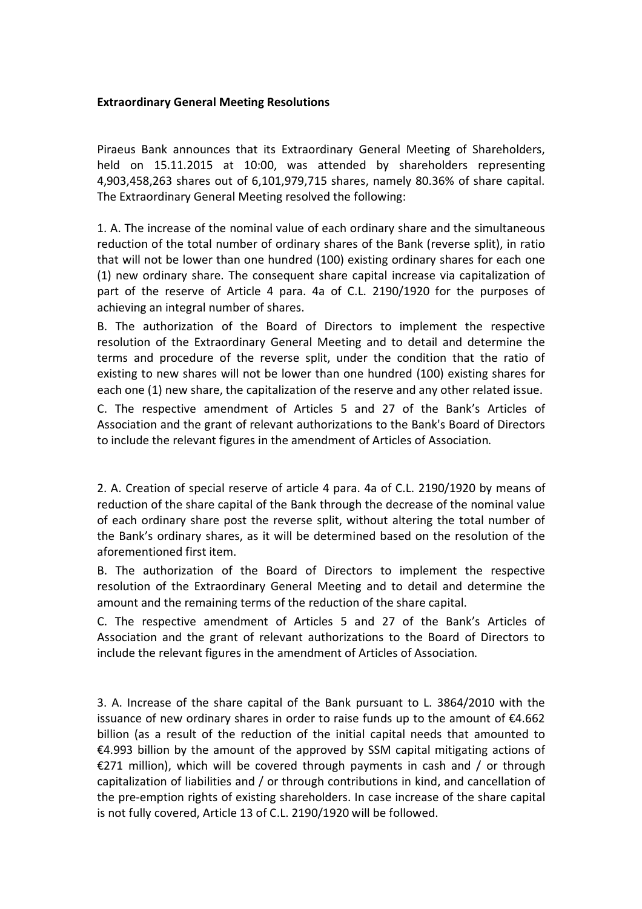**Extraordinary General Meeting Resolutions**

Piraeus Bank announces that its Extraordinary General Meeting of Shareholders, held on 15.11.2015 at 10:00, was attended by shareholders representing 4,903,458,263 shares out of 6,101,979,715 shares, namely 80.36% of share capital. The Extraordinary General Meeting resolved the following:

1. A. The increase of the nominal value of each ordinary share and the simultaneous reduction of the total number of ordinary shares of the Bank (reverse split), in ratio that will not be lower than one hundred (100) existing ordinary shares for each one (1) new ordinary share. The consequent share capital increase via capitalization of part of the reserve of Article 4 para. 4a of C.L. 2190/1920 for the purposes of achieving an integral number of shares.

B. The authorization of the Board of Directors to implement the respective resolution of the Extraordinary General Meeting and to detail and determine the terms and procedure of the reverse split, under the condition that the ratio of existing to new shares will not be lower than one hundred (100) existing shares for each one (1) new share, the capitalization of the reserve and any other related issue.

C. The respective amendment of Articles 5 and 27 of the Bank's Articles of Association and the grant of relevant authorizations to the Bank's Board of Directors to include the relevant figures in the amendment of Articles of Association.

2. A. Creation of special reserve of article 4 para. 4a of C.L. 2190/1920 by means of reduction of the share capital of the Bank through the decrease of the nominal value of each ordinary share post the reverse split, without altering the total number of the Bank's ordinary shares, as it will be determined based on the resolution of the aforementioned first item.

B. The authorization of the Board of Directors to implement the respective resolution of the Extraordinary General Meeting and to detail and determine the amount and the remaining terms of the reduction of the share capital.

C. The respective amendment of Articles 5 and 27 of the Bank's Articles of Association and the grant of relevant authorizations to the Board of Directors to include the relevant figures in the amendment of Articles of Association.

3. A. Increase of the share capital of the Bank pursuant to L. 3864/2010 with the issuance of new ordinary shares in order to raise funds up to the amount of €4.662 billion (as a result of the reduction of the initial capital needs that amounted to €4.993 billion by the amount of the approved by SSM capital mitigating actions of €271 million), which will be covered through payments in cash and / or through capitalization of liabilities and / or through contributions in kind, and cancellation of the pre-emption rights of existing shareholders. In case increase of the share capital is not fully covered, Article 13 of C.L. 2190/1920 will be followed.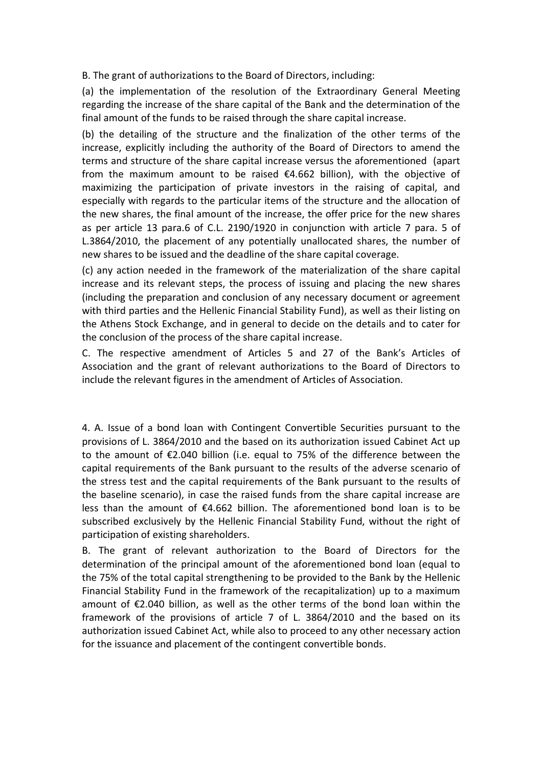B. The grant of authorizations to the Board of Directors, including:

(a) the implementation of the resolution of the Extraordinary General Meeting regarding the increase of the share capital of the Bank and the determination of the final amount of the funds to be raised through the share capital increase.

(b) the detailing of the structure and the finalization of the other terms of the increase, explicitly including the authority of the Board of Directors to amend the terms and structure of the share capital increase versus the aforementioned (apart from the maximum amount to be raised €4.662 billion), with the objective of maximizing the participation of private investors in the raising of capital, and especially with regards to the particular items of the structure and the allocation of the new shares, the final amount of the increase, the offer price for the new shares as per article 13 para.6 of C.L. 2190/1920 in conjunction with article 7 para. 5 of L.3864/2010, the placement of any potentially unallocated shares, the number of new shares to be issued and the deadline of the share capital coverage.

(c) any action needed in the framework of the materialization of the share capital increase and its relevant steps, the process of issuing and placing the new shares (including the preparation and conclusion of any necessary document or agreement with third parties and the Hellenic Financial Stability Fund), as well as their listing on the Athens Stock Exchange, and in general to decide on the details and to cater for the conclusion of the process of the share capital increase.

C. The respective amendment of Articles 5 and 27 of the Bank's Articles of Association and the grant of relevant authorizations to the Board of Directors to include the relevant figures in the amendment of Articles of Association.

4. A. Issue of a bond loan with Contingent Convertible Securities pursuant to the provisions of L. 3864/2010 and the based on its authorization issued Cabinet Act up to the amount of €2.040 billion (i.e. equal to 75% of the difference between the capital requirements of the Bank pursuant to the results of the adverse scenario of the stress test and the capital requirements of the Bank pursuant to the results of the baseline scenario), in case the raised funds from the share capital increase are less than the amount of €4.662 billion. The aforementioned bond loan is to be subscribed exclusively by the Hellenic Financial Stability Fund, without the right of participation of existing shareholders.

B. The grant of relevant authorization to the Board of Directors for the determination of the principal amount of the aforementioned bond loan (equal to the 75% of the total capital strengthening to be provided to the Bank by the Hellenic Financial Stability Fund in the framework of the recapitalization) up to a maximum amount of €2.040 billion, as well as the other terms of the bond loan within the framework of the provisions of article 7 of L. 3864/2010 and the based on its authorization issued Cabinet Act, while also to proceed to any other necessary action for the issuance and placement of the contingent convertible bonds.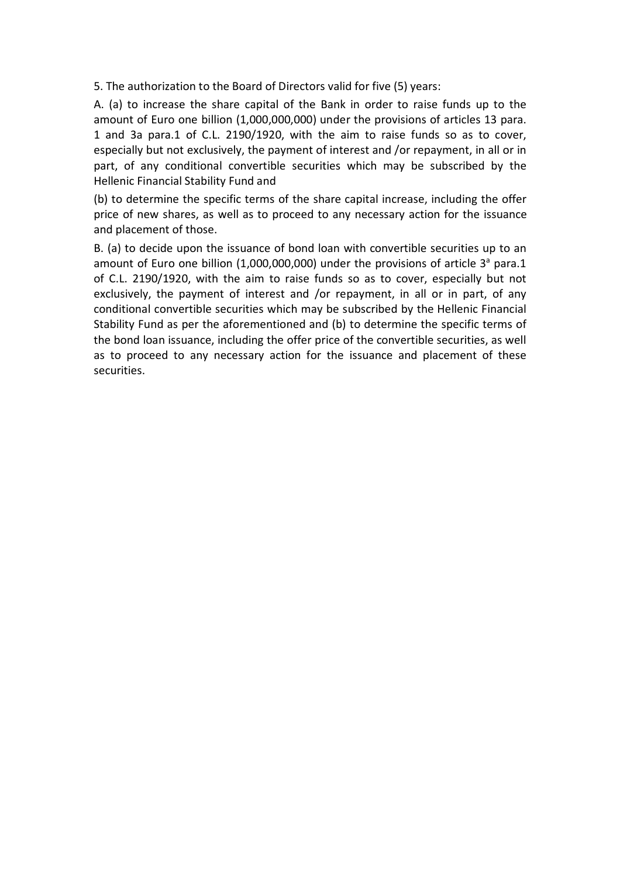5. The authorization to the Board of Directors valid for five (5) years:

A. (a) to increase the share capital of the Bank in order to raise funds up to the amount of Euro one billion (1,000,000,000) under the provisions of articles 13 para. 1 and 3a para.1 of C.L. 2190/1920, with the aim to raise funds so as to cover, especially but not exclusively, the payment of interest and /or repayment, in all or in part, of any conditional convertible securities which may be subscribed by the Hellenic Financial Stability Fund and

(b) to determine the specific terms of the share capital increase, including the offer price of new shares, as well as to proceed to any necessary action for the issuance and placement of those.

B. (a) to decide upon the issuance of bond loan with convertible securities up to an amount of Euro one billion (1,000,000,000) under the provisions of article 3[a] para.1 of C.L. 2190/1920, with the aim to raise funds so as to cover, especially but not exclusively, the payment of interest and /or repayment, in all or in part, of any conditional convertible securities which may be subscribed by the Hellenic Financial Stability Fund as per the aforementioned and (b) to determine the specific terms of the bond loan issuance, including the offer price of the convertible securities, as well as to proceed to any necessary action for the issuance and placement of these securities.